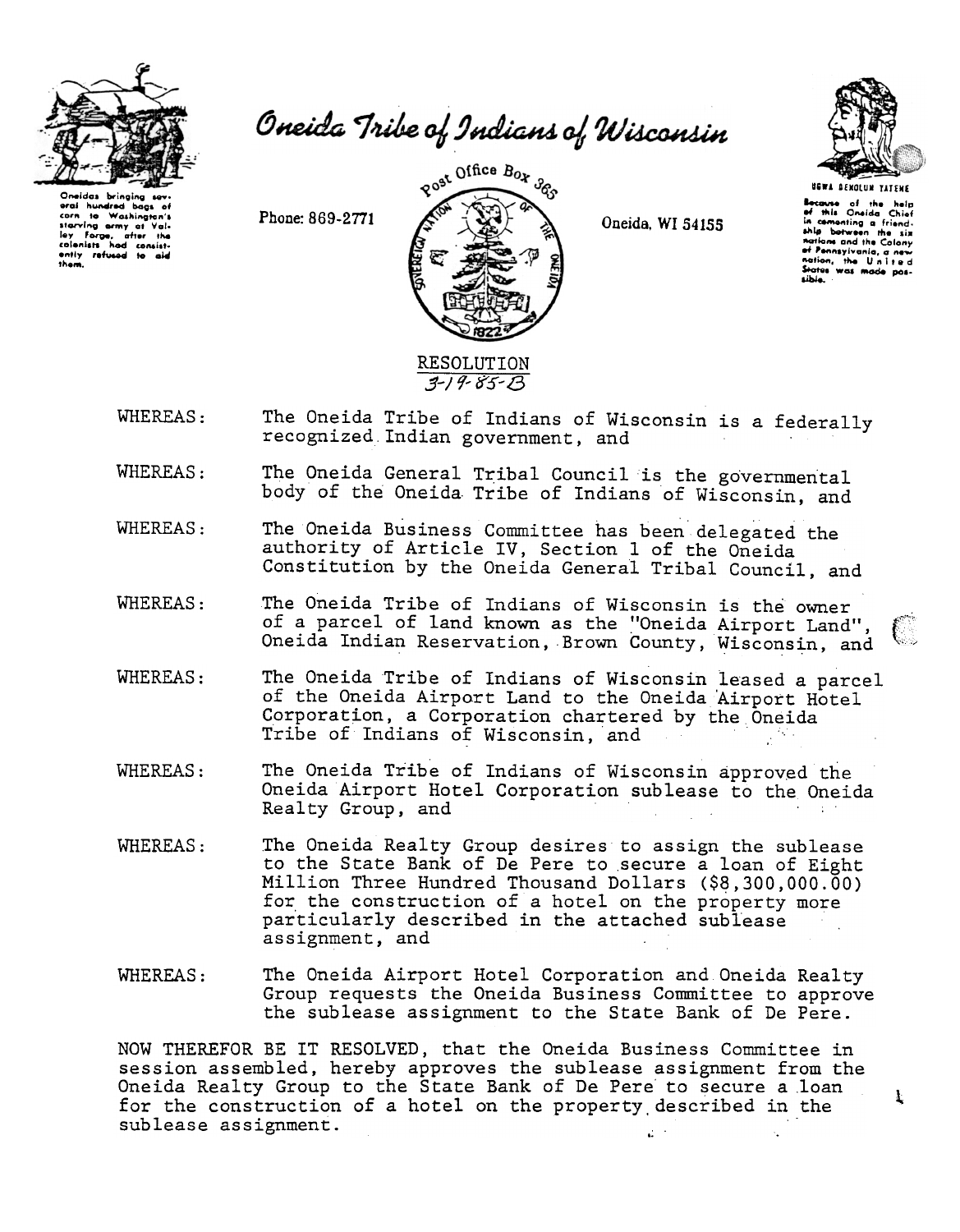# Oneida Tribe of Indians of Wisconsin

Oneidas bringing several hundred bags of corn to Washington's starving army at Valley Forge, after the colonists had consistently refused to aid them.

Phone: 869-2771

Post Office Box 365

Oneida, WI 54155

UGWA DEHOLUH YATEHE

Because of the help of this Oneida Chief in cementing a friendship between the six nations and the Colony of Pennsylvania, a new nation, the United States was made possible.

## RESOLUTION
## 3-19-85-B

WHEREAS: The Oneida Tribe of Indians of Wisconsin is a federally recognized Indian government, and

WHEREAS: The Oneida General Tribal Council is the governmental body of the Oneida Tribe of Indians of Wisconsin, and

WHEREAS: The Oneida Business Committee has been delegated the authority of Article IV, Section 1 of the Oneida Constitution by the Oneida General Tribal Council, and

WHEREAS: The Oneida Tribe of Indians of Wisconsin is the owner of a parcel of land known as the "Oneida Airport Land", Oneida Indian Reservation, Brown County, Wisconsin, and

WHEREAS: The Oneida Tribe of Indians of Wisconsin leased a parcel of the Oneida Airport Land to the Oneida Airport Hotel Corporation, a Corporation chartered by the Oneida Tribe of Indians of Wisconsin, and

WHEREAS: The Oneida Tribe of Indians of Wisconsin approved the Oneida Airport Hotel Corporation sublease to the Oneida Realty Group, and

WHEREAS: The Oneida Realty Group desires to assign the sublease to the State Bank of De Pere to secure a loan of Eight Million Three Hundred Thousand Dollars ($8,300,000.00) for the construction of a hotel on the property more particularly described in the attached sublease assignment, and

WHEREAS: The Oneida Airport Hotel Corporation and Oneida Realty Group requests the Oneida Business Committee to approve the sublease assignment to the State Bank of De Pere.

NOW THEREFOR BE IT RESOLVED, that the Oneida Business Committee in session assembled, hereby approves the sublease assignment from the Oneida Realty Group to the State Bank of De Pere to secure a loan for the construction of a hotel on the property described in the sublease assignment.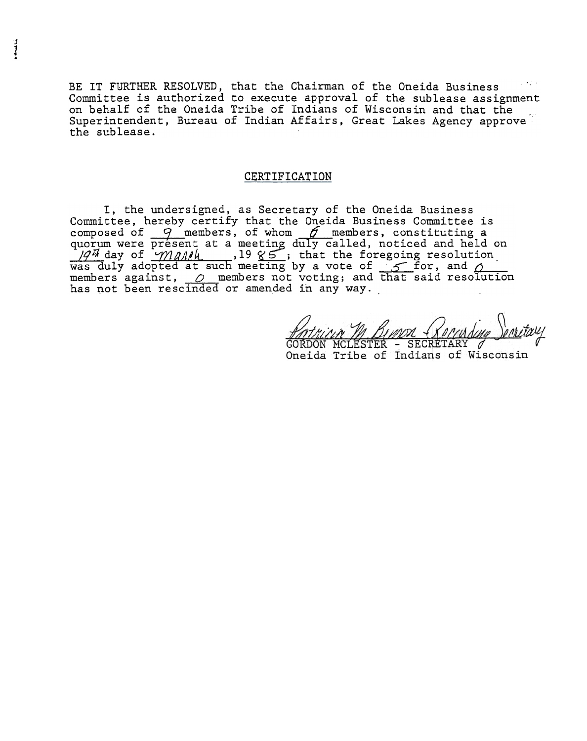BE IT FURTHER RESOLVED, that the Chairman of the Oneida Business Committee is authorized to execute approval of the sublease assignment on behalf of the Oneida Tribe of Indians of Wisconsin and that the Superintendent, Bureau of Indian Affairs, Great Lakes Agency approve the sublease.

## CERTIFICATION

I, the undersigned, as Secretary of the Oneida Business Committee, hereby certify that the Oneida Business Committee is composed of 9 members, of whom 6 members, constituting a quorum were present at a meeting duly called, noticed and held on 19th day of March, 19 85; that the foregoing resolution was duly adopted at such meeting by a vote of 5 for, and 0 members against, 0 members not voting; and that said resolution has not been rescinded or amended in any way.

Patricia M. Brown Recording Secretary
GORDON MCLESTER - SECRETARY
Oneida Tribe of Indians of Wisconsin